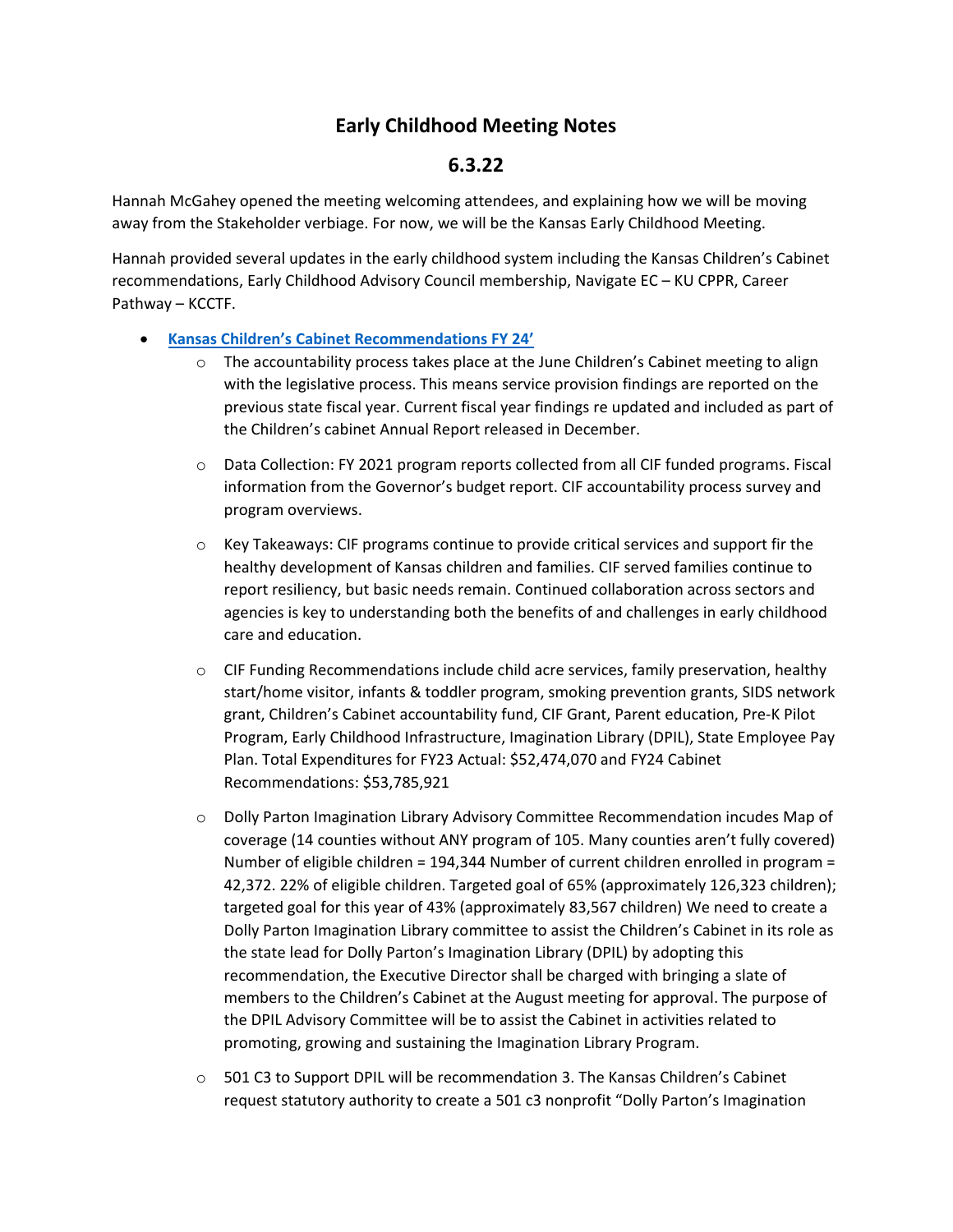# Early Childhood Meeting Notes

## 6.3.22

Hannah McGahey opened the meeting welcoming attendees, and explaining how we will be moving away from the Stakeholder verbiage. For now, we will be the Kansas Early Childhood Meeting.

Hannah provided several updates in the early childhood system including the Kansas Children's Cabinet recommendations, Early Childhood Advisory Council membership, Navigate EC – KU CPPR, Career Pathway – KCCTF.

- **Kansas Children's Cabinet Recommendations FY 24'**
  - The accountability process takes place at the June Children's Cabinet meeting to align with the legislative process. This means service provision findings are reported on the previous state fiscal year. Current fiscal year findings re updated and included as part of the Children's cabinet Annual Report released in December.
  - Data Collection: FY 2021 program reports collected from all CIF funded programs. Fiscal information from the Governor's budget report. CIF accountability process survey and program overviews.
  - Key Takeaways: CIF programs continue to provide critical services and support fir the healthy development of Kansas children and families. CIF served families continue to report resiliency, but basic needs remain. Continued collaboration across sectors and agencies is key to understanding both the benefits of and challenges in early childhood care and education.
  - CIF Funding Recommendations include child acre services, family preservation, healthy start/home visitor, infants & toddler program, smoking prevention grants, SIDS network grant, Children's Cabinet accountability fund, CIF Grant, Parent education, Pre-K Pilot Program, Early Childhood Infrastructure, Imagination Library (DPIL), State Employee Pay Plan. Total Expenditures for FY23 Actual: $52,474,070 and FY24 Cabinet Recommendations: $53,785,921
  - Dolly Parton Imagination Library Advisory Committee Recommendation incudes Map of coverage (14 counties without ANY program of 105. Many counties aren't fully covered) Number of eligible children = 194,344 Number of current children enrolled in program = 42,372. 22% of eligible children. Targeted goal of 65% (approximately 126,323 children); targeted goal for this year of 43% (approximately 83,567 children) We need to create a Dolly Parton Imagination Library committee to assist the Children's Cabinet in its role as the state lead for Dolly Parton's Imagination Library (DPIL) by adopting this recommendation, the Executive Director shall be charged with bringing a slate of members to the Children's Cabinet at the August meeting for approval. The purpose of the DPIL Advisory Committee will be to assist the Cabinet in activities related to promoting, growing and sustaining the Imagination Library Program.
  - 501 C3 to Support DPIL will be recommendation 3. The Kansas Children's Cabinet request statutory authority to create a 501 c3 nonprofit "Dolly Parton's Imagination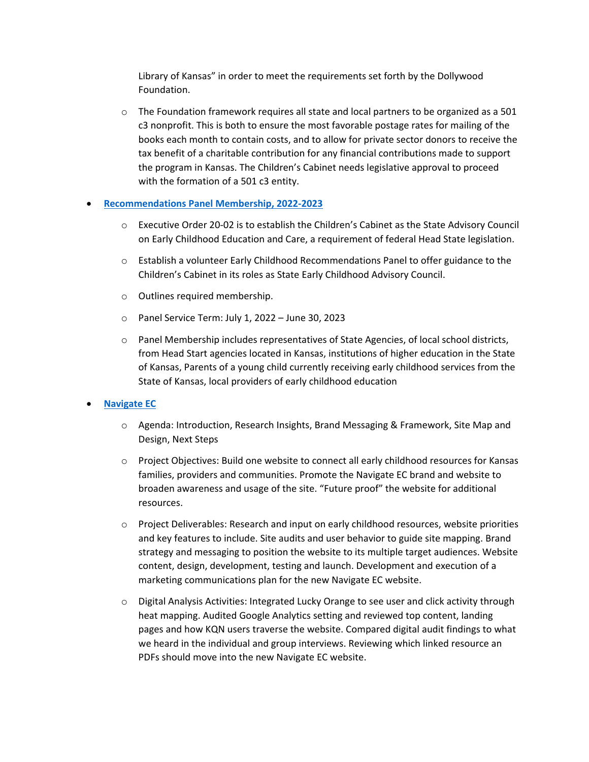Library of Kansas" in order to meet the requirements set forth by the Dollywood Foundation.

  - The Foundation framework requires all state and local partners to be organized as a 501 c3 nonprofit. This is both to ensure the most favorable postage rates for mailing of the books each month to contain costs, and to allow for private sector donors to receive the tax benefit of a charitable contribution for any financial contributions made to support the program in Kansas. The Children's Cabinet needs legislative approval to proceed with the formation of a 501 c3 entity.

- [Recommendations Panel Membership, 2022-2023]()
  - Executive Order 20-02 is to establish the Children's Cabinet as the State Advisory Council on Early Childhood Education and Care, a requirement of federal Head State legislation.
  - Establish a volunteer Early Childhood Recommendations Panel to offer guidance to the Children's Cabinet in its roles as State Early Childhood Advisory Council.
  - Outlines required membership.
  - Panel Service Term: July 1, 2022 – June 30, 2023
  - Panel Membership includes representatives of State Agencies, of local school districts, from Head Start agencies located in Kansas, institutions of higher education in the State of Kansas, Parents of a young child currently receiving early childhood services from the State of Kansas, local providers of early childhood education

- [Navigate EC]()
  - Agenda: Introduction, Research Insights, Brand Messaging & Framework, Site Map and Design, Next Steps
  - Project Objectives: Build one website to connect all early childhood resources for Kansas families, providers and communities. Promote the Navigate EC brand and website to broaden awareness and usage of the site. "Future proof" the website for additional resources.
  - Project Deliverables: Research and input on early childhood resources, website priorities and key features to include. Site audits and user behavior to guide site mapping. Brand strategy and messaging to position the website to its multiple target audiences. Website content, design, development, testing and launch. Development and execution of a marketing communications plan for the new Navigate EC website.
  - Digital Analysis Activities: Integrated Lucky Orange to see user and click activity through heat mapping. Audited Google Analytics setting and reviewed top content, landing pages and how KQN users traverse the website. Compared digital audit findings to what we heard in the individual and group interviews. Reviewing which linked resource an PDFs should move into the new Navigate EC website.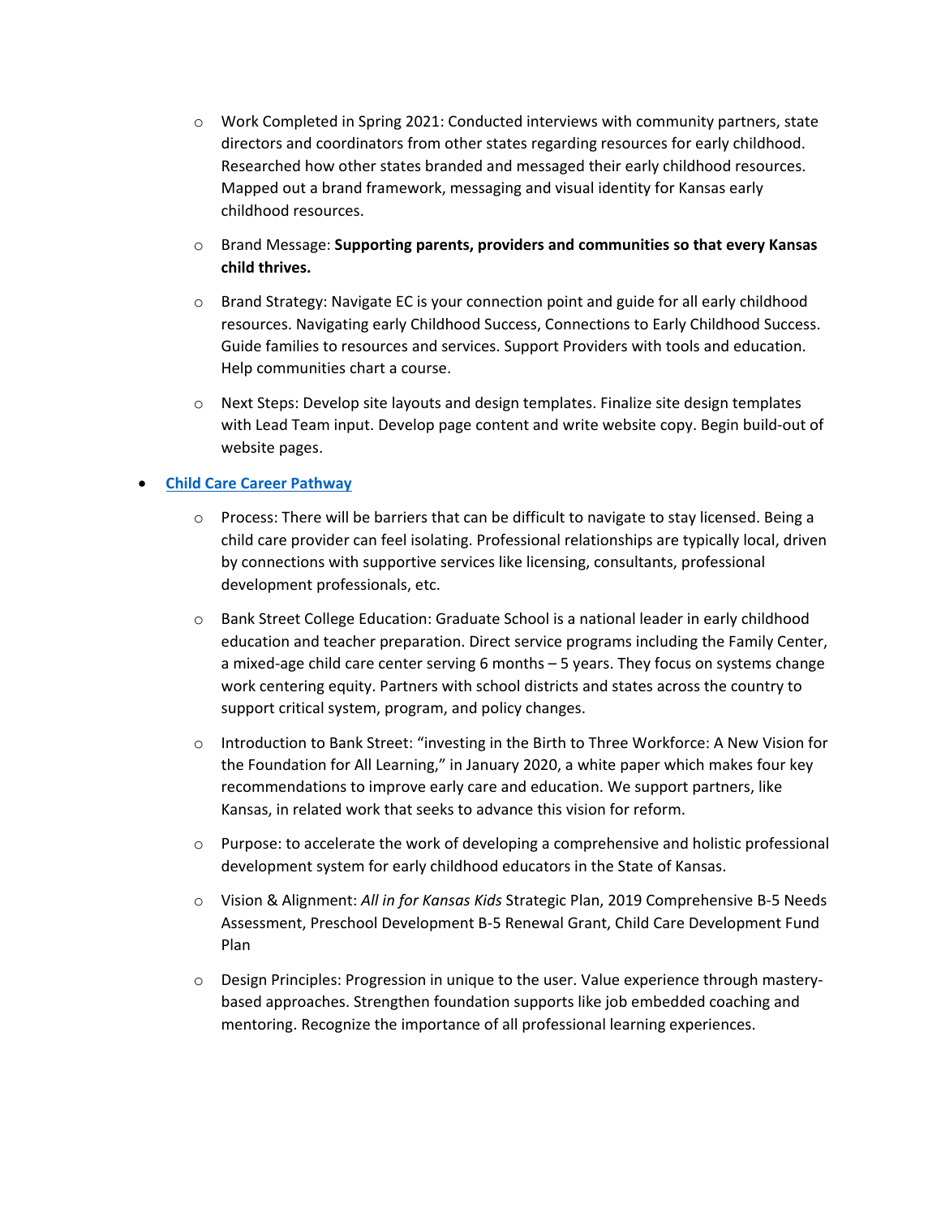- Work Completed in Spring 2021: Conducted interviews with community partners, state directors and coordinators from other states regarding resources for early childhood. Researched how other states branded and messaged their early childhood resources. Mapped out a brand framework, messaging and visual identity for Kansas early childhood resources.
  - Brand Message: **Supporting parents, providers and communities so that every Kansas child thrives.**
  - Brand Strategy: Navigate EC is your connection point and guide for all early childhood resources. Navigating early Childhood Success, Connections to Early Childhood Success. Guide families to resources and services. Support Providers with tools and education. Help communities chart a course.
  - Next Steps: Develop site layouts and design templates. Finalize site design templates with Lead Team input. Develop page content and write website copy. Begin build-out of website pages.

- **Child Care Career Pathway**
  - Process: There will be barriers that can be difficult to navigate to stay licensed. Being a child care provider can feel isolating. Professional relationships are typically local, driven by connections with supportive services like licensing, consultants, professional development professionals, etc.
  - Bank Street College Education: Graduate School is a national leader in early childhood education and teacher preparation. Direct service programs including the Family Center, a mixed-age child care center serving 6 months – 5 years. They focus on systems change work centering equity. Partners with school districts and states across the country to support critical system, program, and policy changes.
  - Introduction to Bank Street: "investing in the Birth to Three Workforce: A New Vision for the Foundation for All Learning," in January 2020, a white paper which makes four key recommendations to improve early care and education. We support partners, like Kansas, in related work that seeks to advance this vision for reform.
  - Purpose: to accelerate the work of developing a comprehensive and holistic professional development system for early childhood educators in the State of Kansas.
  - Vision & Alignment: *All in for Kansas Kids* Strategic Plan, 2019 Comprehensive B-5 Needs Assessment, Preschool Development B-5 Renewal Grant, Child Care Development Fund Plan
  - Design Principles: Progression in unique to the user. Value experience through mastery-based approaches. Strengthen foundation supports like job embedded coaching and mentoring. Recognize the importance of all professional learning experiences.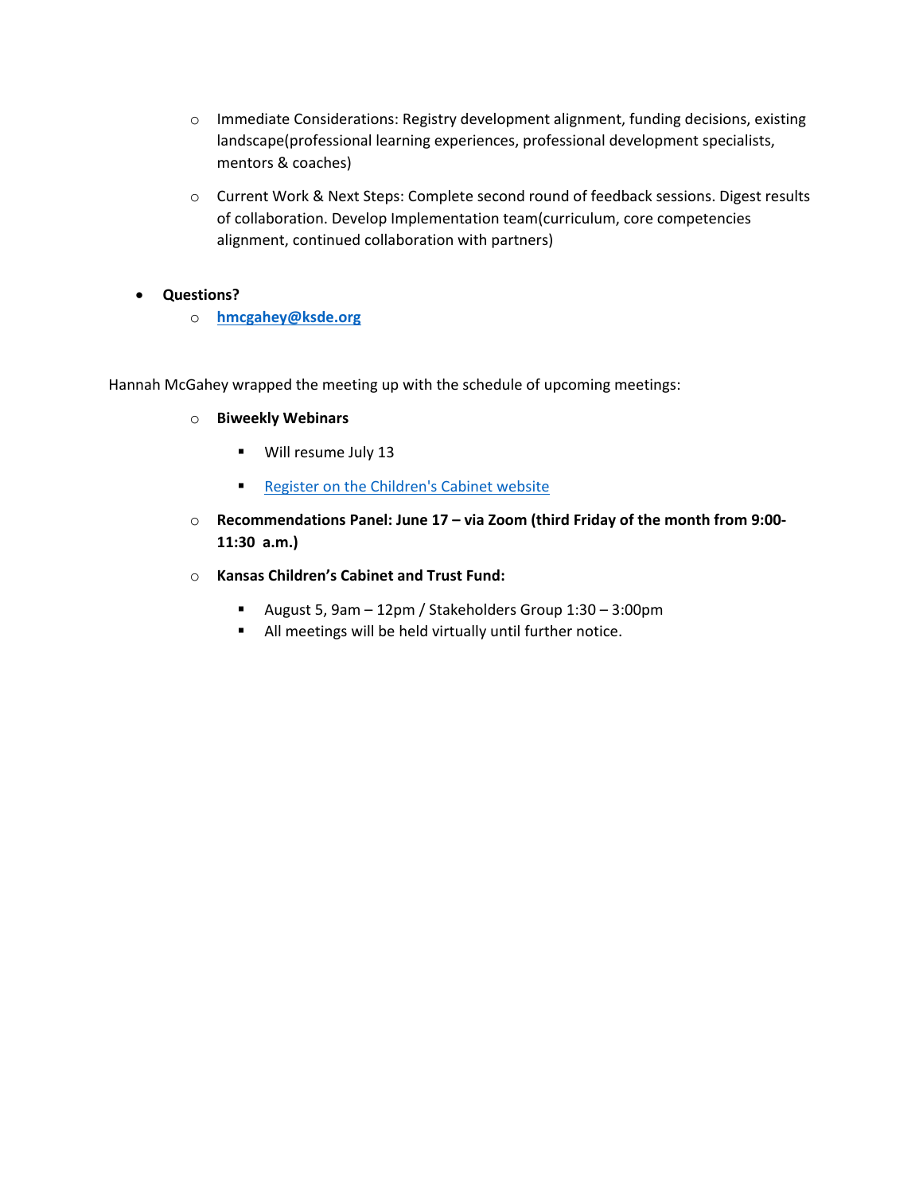- Immediate Considerations: Registry development alignment, funding decisions, existing landscape(professional learning experiences, professional development specialists, mentors & coaches)
   - Current Work & Next Steps: Complete second round of feedback sessions. Digest results of collaboration. Develop Implementation team(curriculum, core competencies alignment, continued collaboration with partners)

- **Questions?**
  - **hmcgahey@ksde.org**

Hannah McGahey wrapped the meeting up with the schedule of upcoming meetings:

- **Biweekly Webinars**
  - Will resume July 13
  - Register on the Children's Cabinet website
- **Recommendations Panel: June 17 – via Zoom (third Friday of the month from 9:00-11:30 a.m.)**
- **Kansas Children's Cabinet and Trust Fund:**
  - August 5, 9am – 12pm / Stakeholders Group 1:30 – 3:00pm
  - All meetings will be held virtually until further notice.